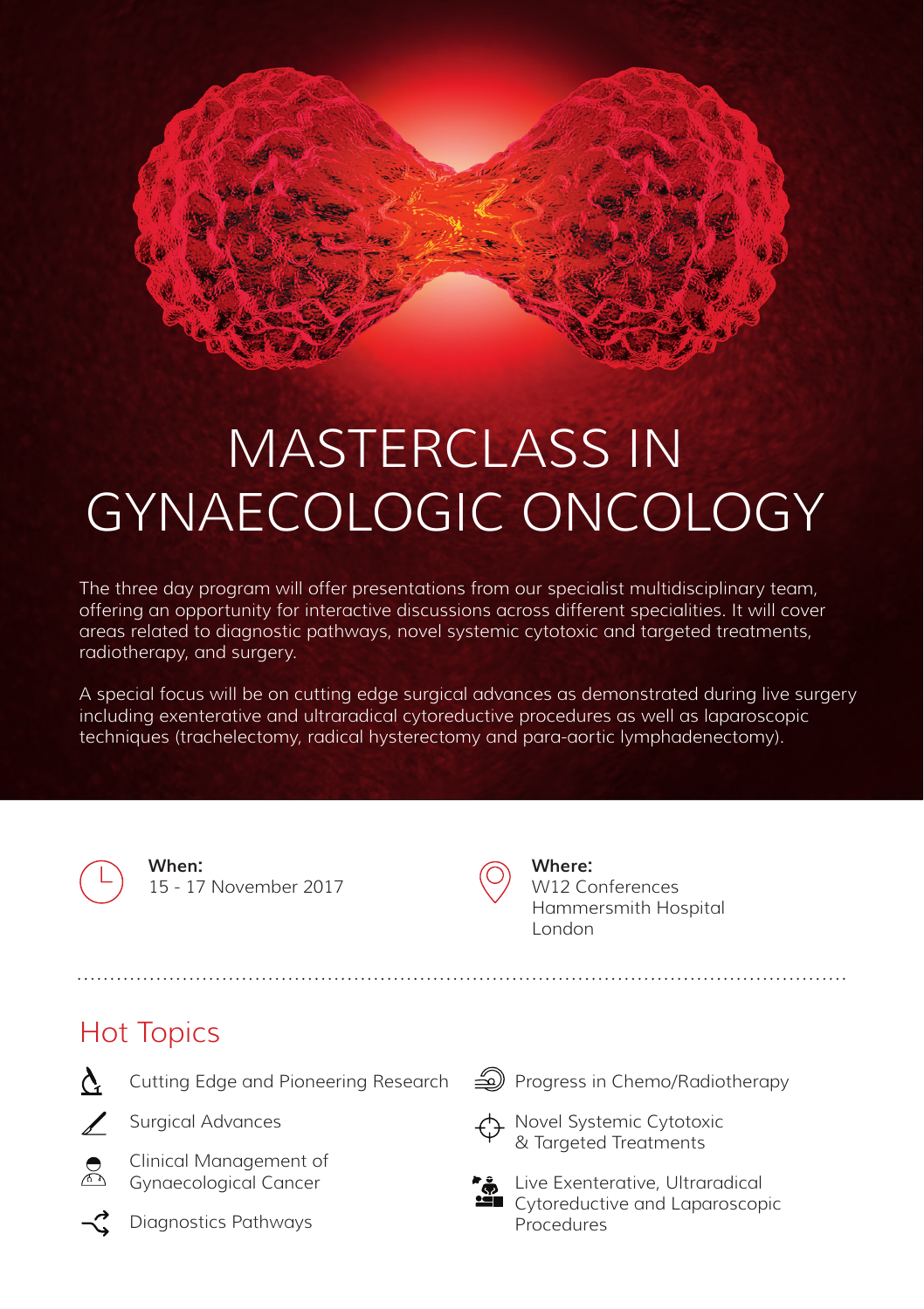# MASTERCLASS IN GYNAECOLOGIC ONCOLOGY

The three day program will offer presentations from our specialist multidisciplinary team, offering an opportunity for interactive discussions across different specialities. It will cover areas related to diagnostic pathways, novel systemic cytotoxic and targeted treatments, radiotherapy, and surgery.

A special focus will be on cutting edge surgical advances as demonstrated during live surgery including exenterative and ultraradical cytoreductive procedures as well as laparoscopic techniques (trachelectomy, radical hysterectomy and para-aortic lymphadenectomy).

**When:**
15 - 17 November 2017

**Where:**
W12 Conferences
Hammersmith Hospital
London

## Hot Topics

- Cutting Edge and Pioneering Research
- Surgical Advances
- Clinical Management of Gynaecological Cancer
- Diagnostics Pathways
- Progress in Chemo/Radiotherapy
- Novel Systemic Cytotoxic & Targeted Treatments
- Live Exenterative, Ultraradical Cytoreductive and Laparoscopic Procedures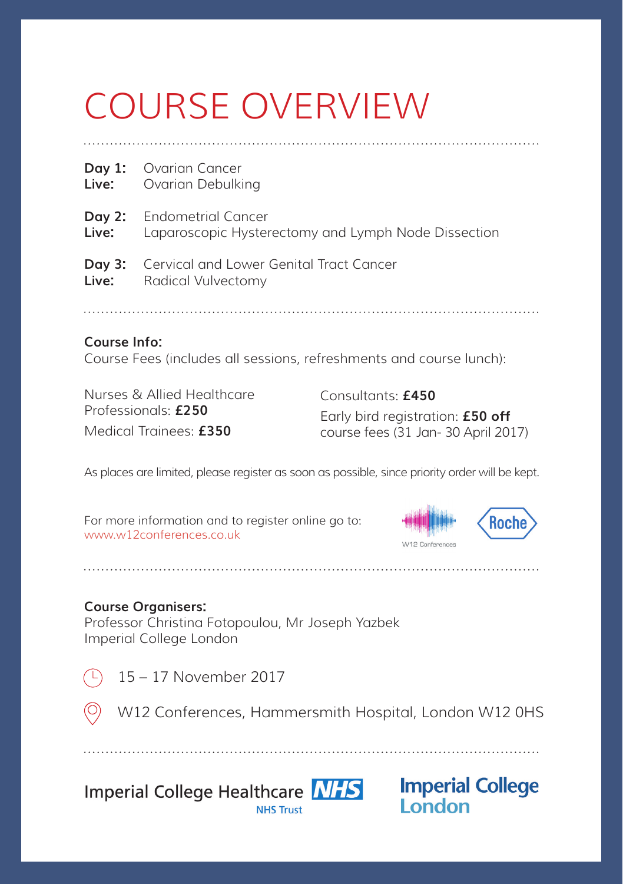# COURSE OVERVIEW

**Day 1:** Ovarian Cancer
**Live:** Ovarian Debulking

**Day 2:** Endometrial Cancer
**Live:** Laparoscopic Hysterectomy and Lymph Node Dissection

**Day 3:** Cervical and Lower Genital Tract Cancer
**Live:** Radical Vulvectomy

**Course Info:**
Course Fees (includes all sessions, refreshments and course lunch):

Nurses & Allied Healthcare Professionals: **£250**

Medical Trainees: **£350**

Consultants: **£450**

Early bird registration: **£50 off** course fees (31 Jan- 30 April 2017)

As places are limited, please register as soon as possible, since priority order will be kept.

For more information and to register online go to:
www.w12conferences.co.uk

W12 Conferences

Roche

**Course Organisers:**
Professor Christina Fotopoulou, Mr Joseph Yazbek
Imperial College London

15 – 17 November 2017

W12 Conferences, Hammersmith Hospital, London W12 0HS

Imperial College Healthcare NHS
NHS Trust

Imperial College London